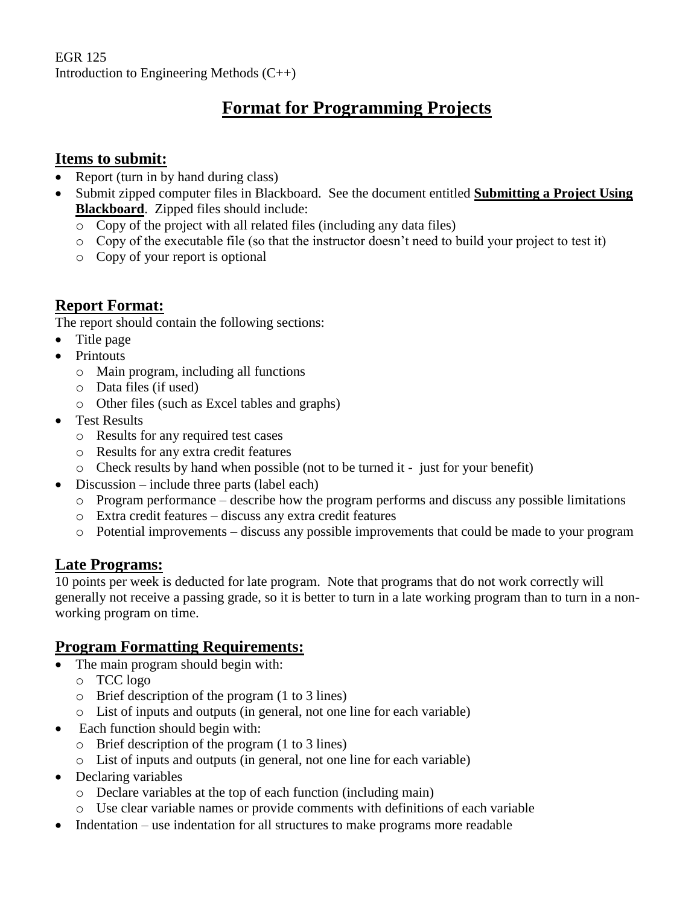EGR 125
Introduction to Engineering Methods (C++)

# Format for Programming Projects

## Items to submit:

- Report (turn in by hand during class)
- Submit zipped computer files in Blackboard. See the document entitled **Submitting a Project Using Blackboard**. Zipped files should include:
  - Copy of the project with all related files (including any data files)
  - Copy of the executable file (so that the instructor doesn't need to build your project to test it)
  - Copy of your report is optional

## Report Format:

The report should contain the following sections:

- Title page
- Printouts
  - Main program, including all functions
  - Data files (if used)
  - Other files (such as Excel tables and graphs)
- Test Results
  - Results for any required test cases
  - Results for any extra credit features
  - Check results by hand when possible (not to be turned it - just for your benefit)
- Discussion – include three parts (label each)
  - Program performance – describe how the program performs and discuss any possible limitations
  - Extra credit features – discuss any extra credit features
  - Potential improvements – discuss any possible improvements that could be made to your program

## Late Programs:

10 points per week is deducted for late program. Note that programs that do not work correctly will generally not receive a passing grade, so it is better to turn in a late working program than to turn in a non-working program on time.

## Program Formatting Requirements:

- The main program should begin with:
  - TCC logo
  - Brief description of the program (1 to 3 lines)
  - List of inputs and outputs (in general, not one line for each variable)
- Each function should begin with:
  - Brief description of the program (1 to 3 lines)
  - List of inputs and outputs (in general, not one line for each variable)
- Declaring variables
  - Declare variables at the top of each function (including main)
  - Use clear variable names or provide comments with definitions of each variable
- Indentation – use indentation for all structures to make programs more readable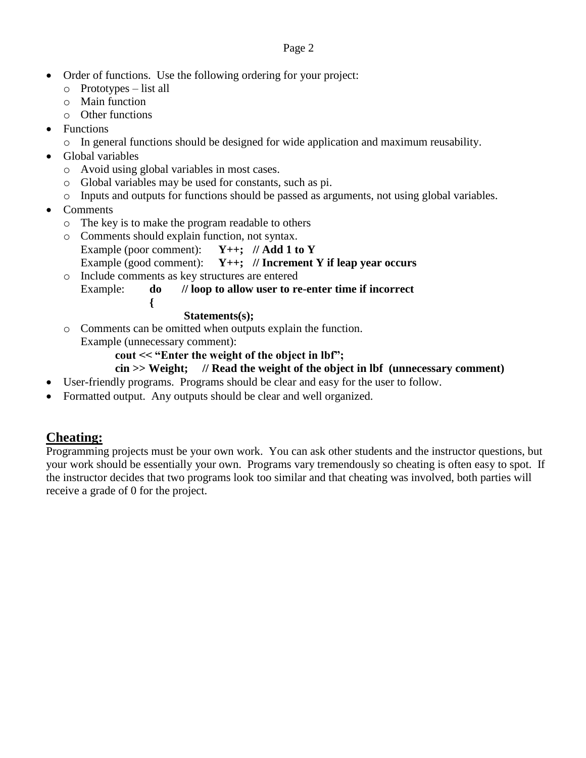- Order of functions. Use the following ordering for your project:
  - Prototypes – list all
  - Main function
  - Other functions
- Functions
  - In general functions should be designed for wide application and maximum reusability.
- Global variables
  - Avoid using global variables in most cases.
  - Global variables may be used for constants, such as pi.
  - Inputs and outputs for functions should be passed as arguments, not using global variables.
- Comments
  - The key is to make the program readable to others
  - Comments should explain function, not syntax.
    Example (poor comment): **Y++; // Add 1 to Y**
    Example (good comment): **Y++; // Increment Y if leap year occurs**
  - Include comments as key structures are entered
    Example: **do // loop to allow user to re-enter time if incorrect**
    **{**
    **Statements(s);**
  - Comments can be omitted when outputs explain the function.
    Example (unnecessary comment):
    **cout << "Enter the weight of the object in lbf";**
    **cin >> Weight; // Read the weight of the object in lbf (unnecessary comment)**
- User-friendly programs. Programs should be clear and easy for the user to follow.
- Formatted output. Any outputs should be clear and well organized.

## Cheating:

Programming projects must be your own work. You can ask other students and the instructor questions, but your work should be essentially your own. Programs vary tremendously so cheating is often easy to spot. If the instructor decides that two programs look too similar and that cheating was involved, both parties will receive a grade of 0 for the project.